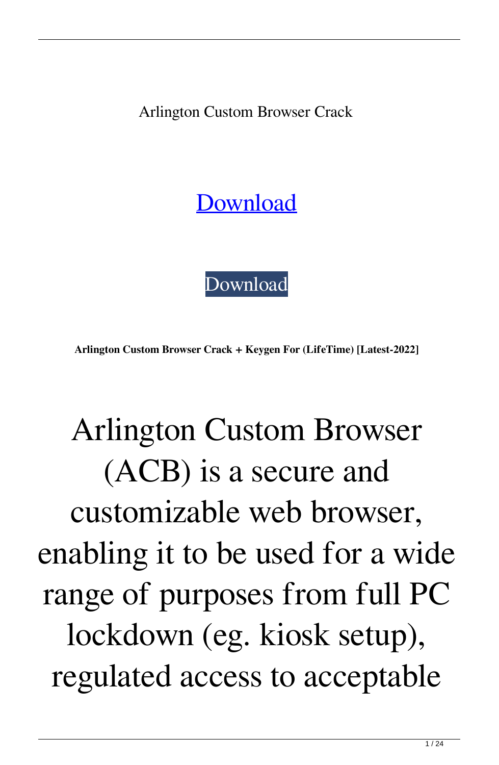Arlington Custom Browser Crack

[Download](#)

[Download](#)

**Arlington Custom Browser Crack + Keygen For (LifeTime) [Latest-2022]**

# Arlington Custom Browser (ACB) is a secure and customizable web browser, enabling it to be used for a wide range of purposes from full PC lockdown (eg. kiosk setup), regulated access to acceptable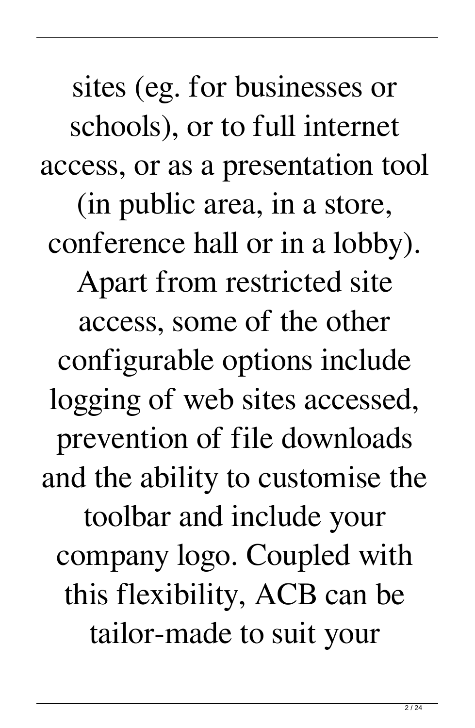sites (eg. for businesses or schools), or to full internet access, or as a presentation tool (in public area, in a store, conference hall or in a lobby). Apart from restricted site access, some of the other configurable options include logging of web sites accessed, prevention of file downloads and the ability to customise the toolbar and include your company logo. Coupled with this flexibility, ACB can be tailor-made to suit your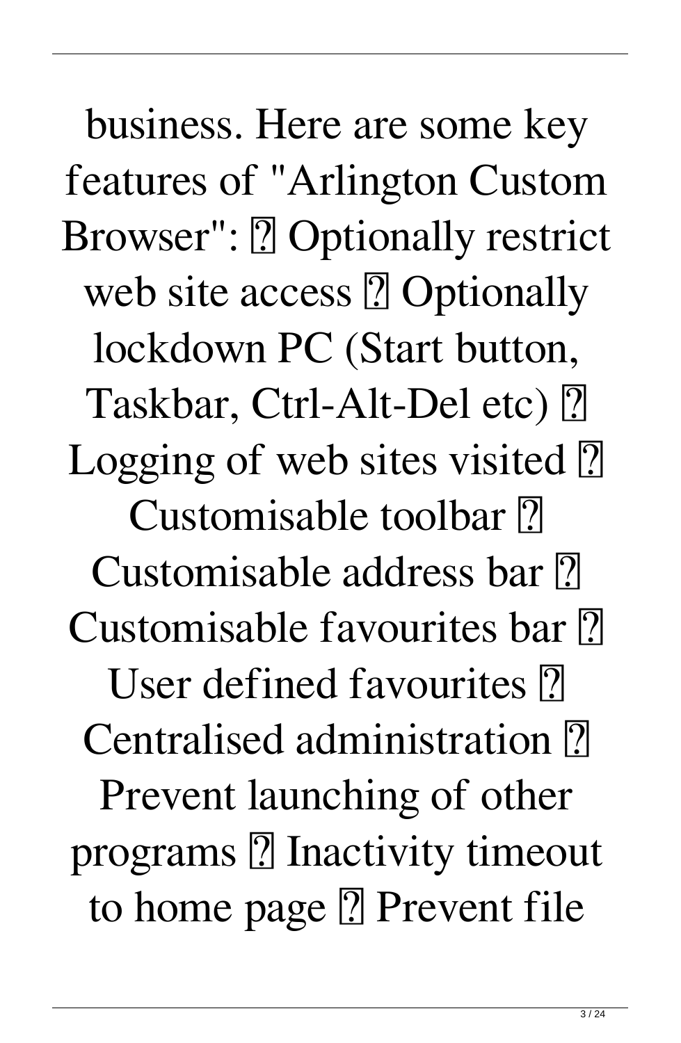business. Here are some key features of "Arlington Custom Browser": ⁇ Optionally restrict web site access ⁇ Optionally lockdown PC (Start button, Taskbar, Ctrl-Alt-Del etc) ⁇ Logging of web sites visited ⁇ Customisable toolbar ⁇ Customisable address bar ⁇ Customisable favourites bar ⁇ User defined favourites ⁇ Centralised administration ⁇ Prevent launching of other programs ⁇ Inactivity timeout to home page ⁇ Prevent file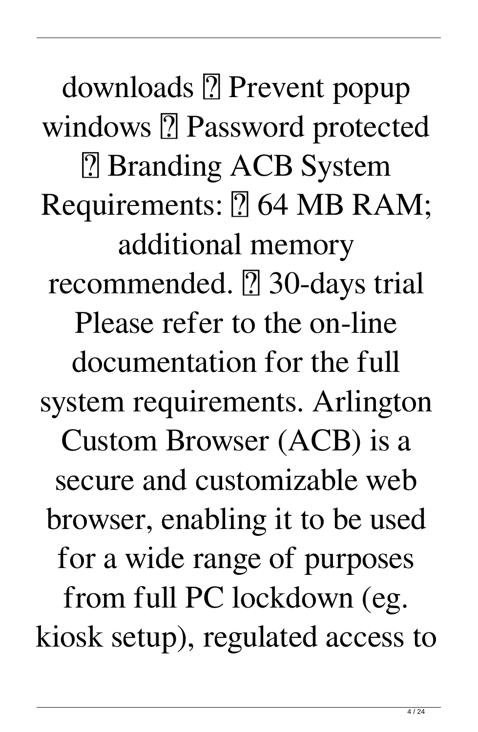downloads ? Prevent popup windows ? Password protected ? Branding ACB System Requirements: ? 64 MB RAM; additional memory recommended. ? 30-days trial Please refer to the on-line documentation for the full system requirements. Arlington Custom Browser (ACB) is a secure and customizable web browser, enabling it to be used for a wide range of purposes from full PC lockdown (eg. kiosk setup), regulated access to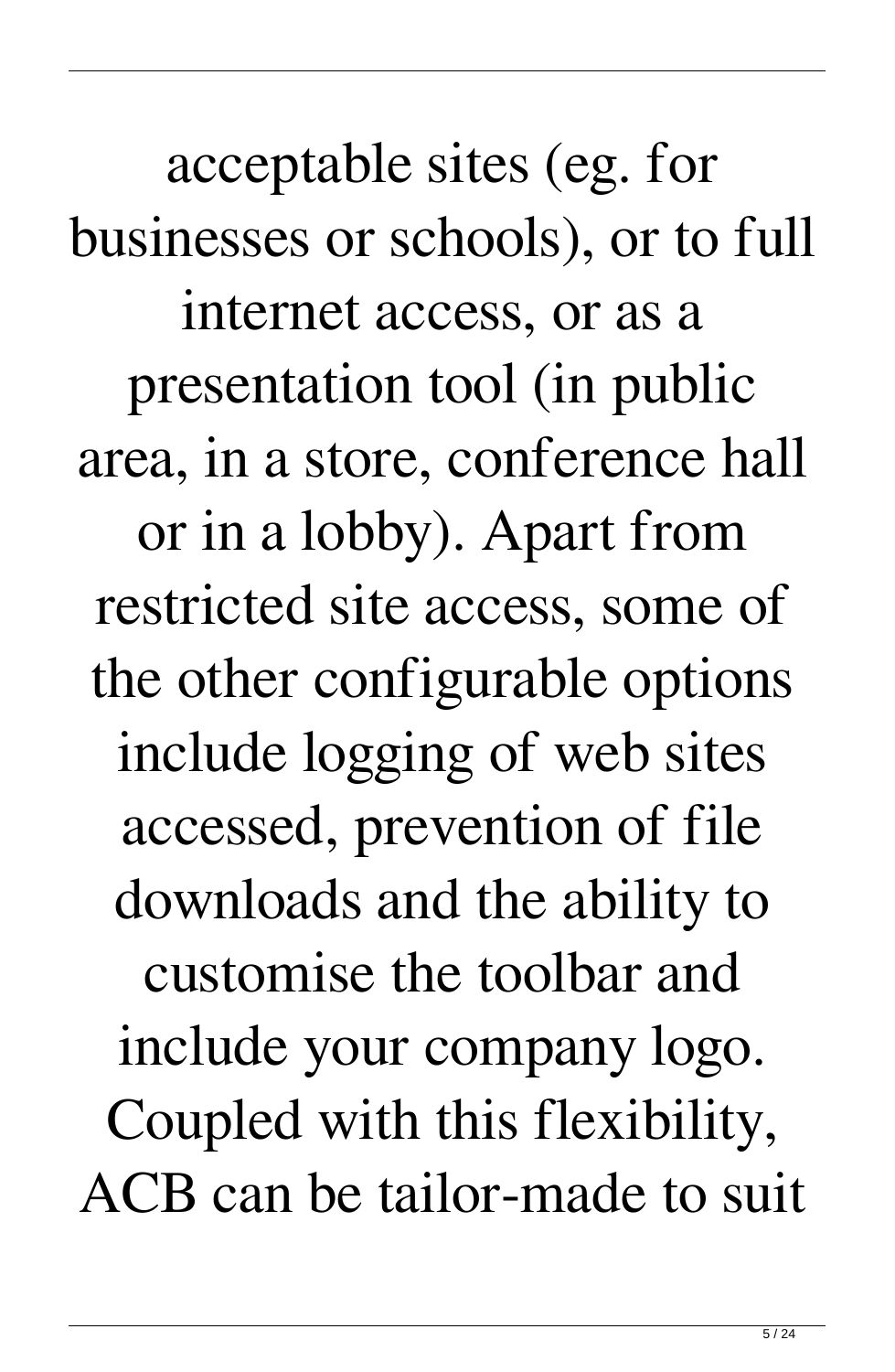acceptable sites (eg. for businesses or schools), or to full internet access, or as a presentation tool (in public area, in a store, conference hall or in a lobby). Apart from restricted site access, some of the other configurable options include logging of web sites accessed, prevention of file downloads and the ability to customise the toolbar and include your company logo. Coupled with this flexibility, ACB can be tailor-made to suit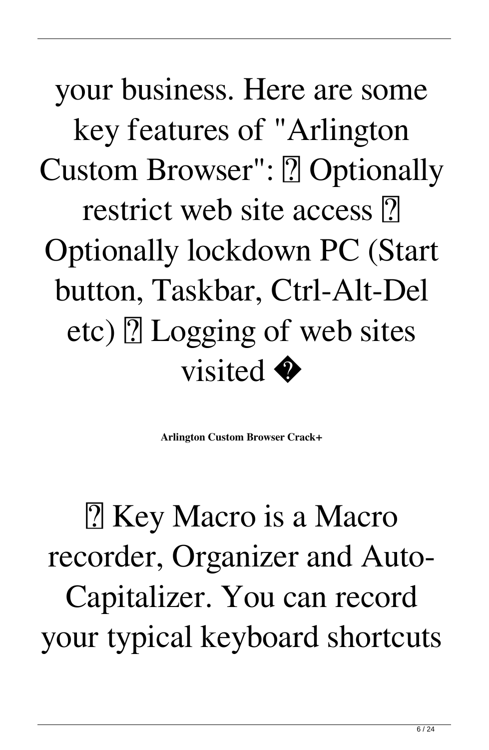your business. Here are some key features of "Arlington Custom Browser": ■ Optionally restrict web site access ■ Optionally lockdown PC (Start button, Taskbar, Ctrl-Alt-Del etc) ■ Logging of web sites visited �

**Arlington Custom Browser Crack+**

■ Key Macro is a Macro recorder, Organizer and Auto-Capitalizer. You can record your typical keyboard shortcuts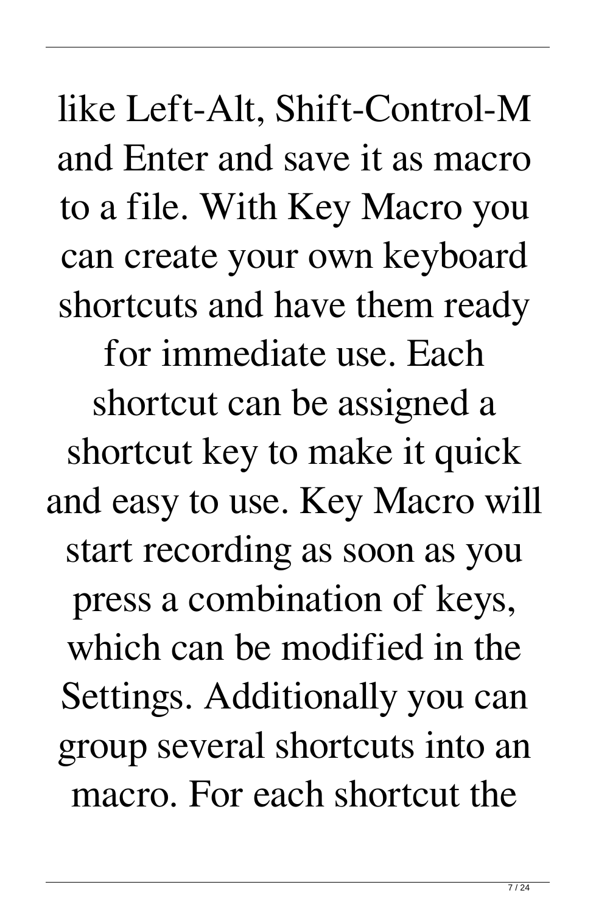like Left-Alt, Shift-Control-M and Enter and save it as macro to a file. With Key Macro you can create your own keyboard shortcuts and have them ready for immediate use. Each shortcut can be assigned a shortcut key to make it quick and easy to use. Key Macro will start recording as soon as you press a combination of keys, which can be modified in the Settings. Additionally you can group several shortcuts into an macro. For each shortcut the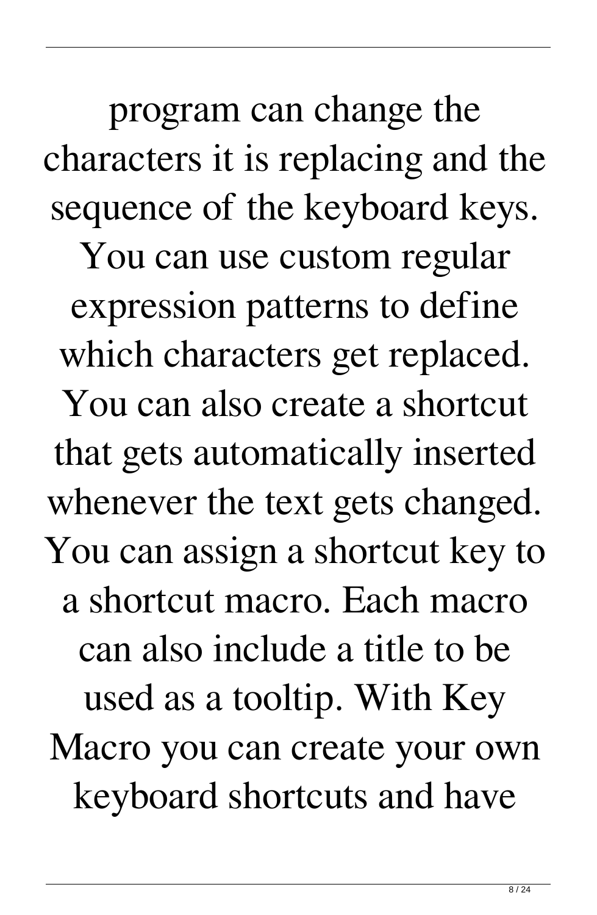program can change the characters it is replacing and the sequence of the keyboard keys. You can use custom regular expression patterns to define which characters get replaced. You can also create a shortcut that gets automatically inserted whenever the text gets changed. You can assign a shortcut key to a shortcut macro. Each macro can also include a title to be used as a tooltip. With Key Macro you can create your own keyboard shortcuts and have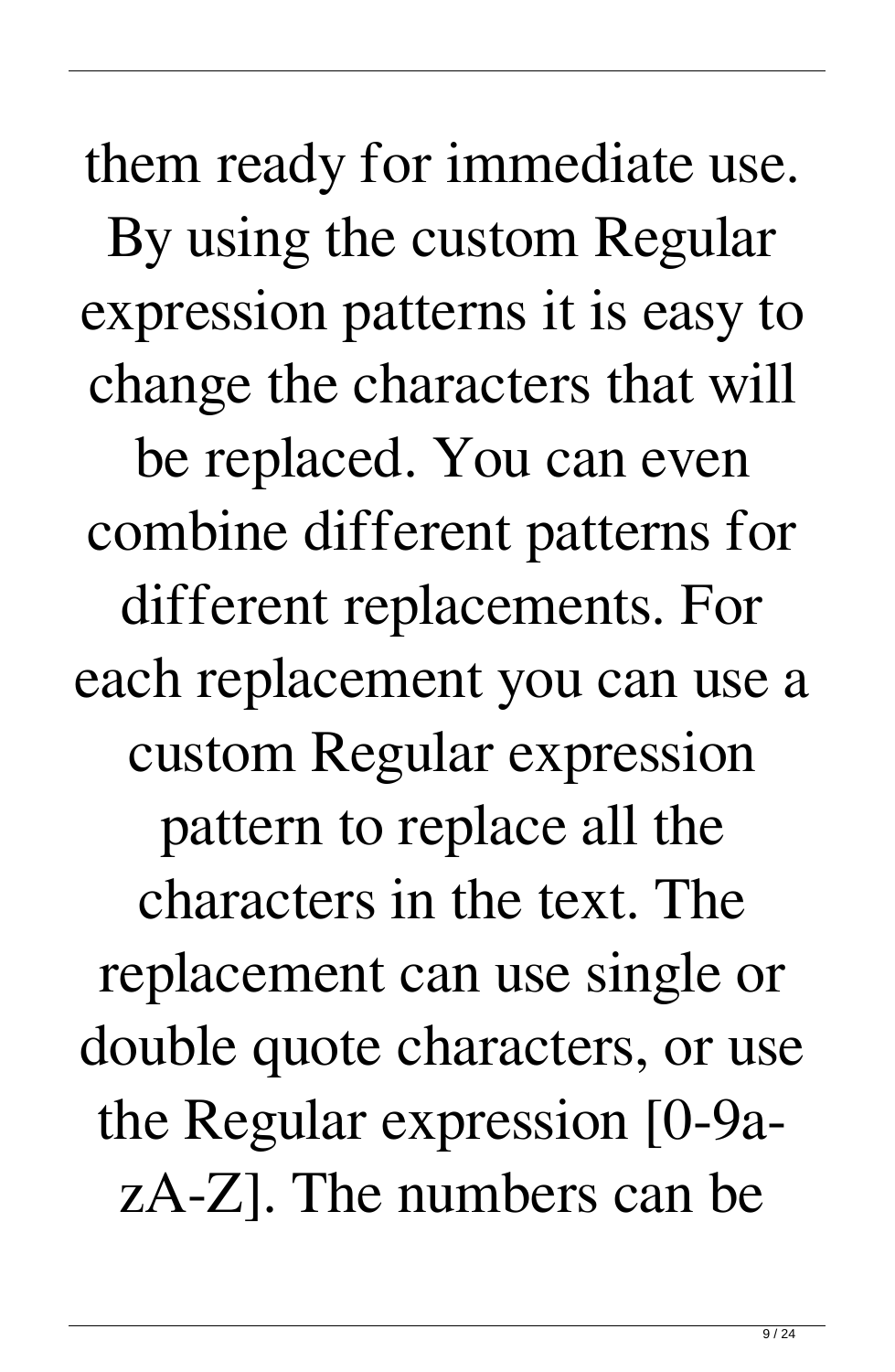them ready for immediate use. By using the custom Regular expression patterns it is easy to change the characters that will be replaced. You can even combine different patterns for different replacements. For each replacement you can use a custom Regular expression pattern to replace all the characters in the text. The replacement can use single or double quote characters, or use the Regular expression [0-9a-zA-Z]. The numbers can be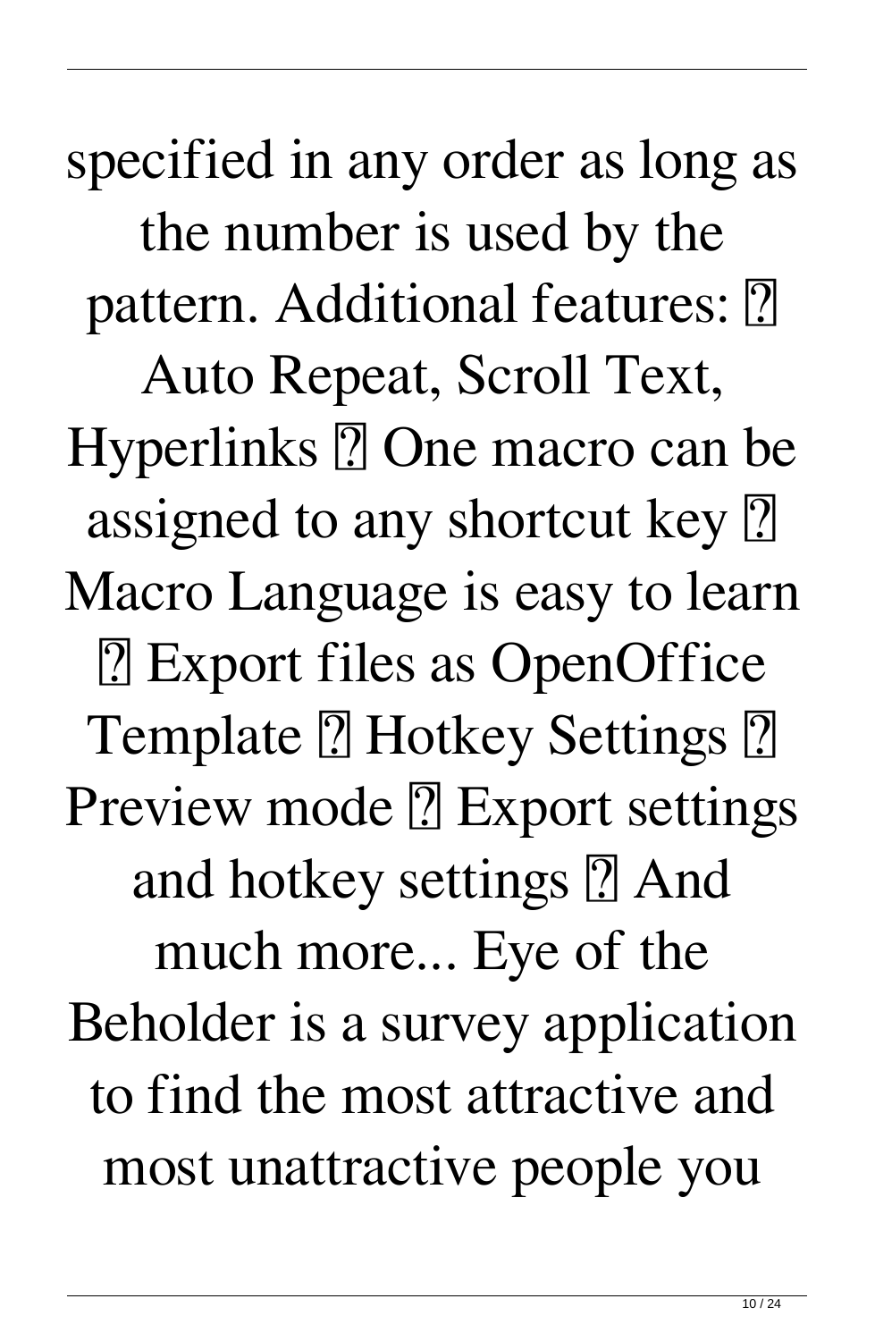specified in any order as long as the number is used by the pattern. Additional features: ✓ Auto Repeat, Scroll Text, Hyperlinks ✓ One macro can be assigned to any shortcut key ✓ Macro Language is easy to learn ✓ Export files as OpenOffice Template ✓ Hotkey Settings ✓ Preview mode ✓ Export settings and hotkey settings ✓ And much more... Eye of the Beholder is a survey application to find the most attractive and most unattractive people you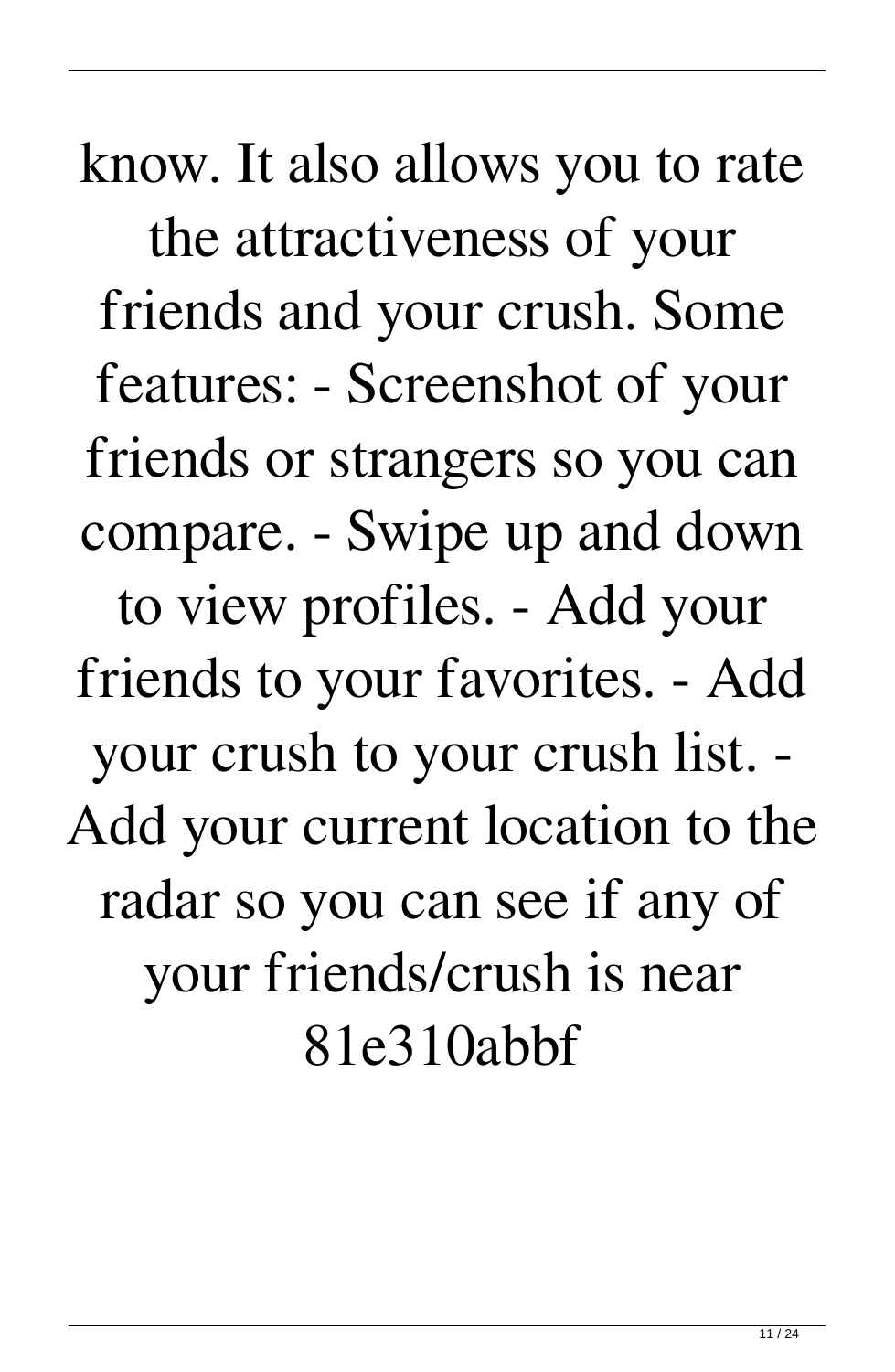know. It also allows you to rate the attractiveness of your friends and your crush. Some features: - Screenshot of your friends or strangers so you can compare. - Swipe up and down to view profiles. - Add your friends to your favorites. - Add your crush to your crush list. - Add your current location to the radar so you can see if any of your friends/crush is near 81e310abbf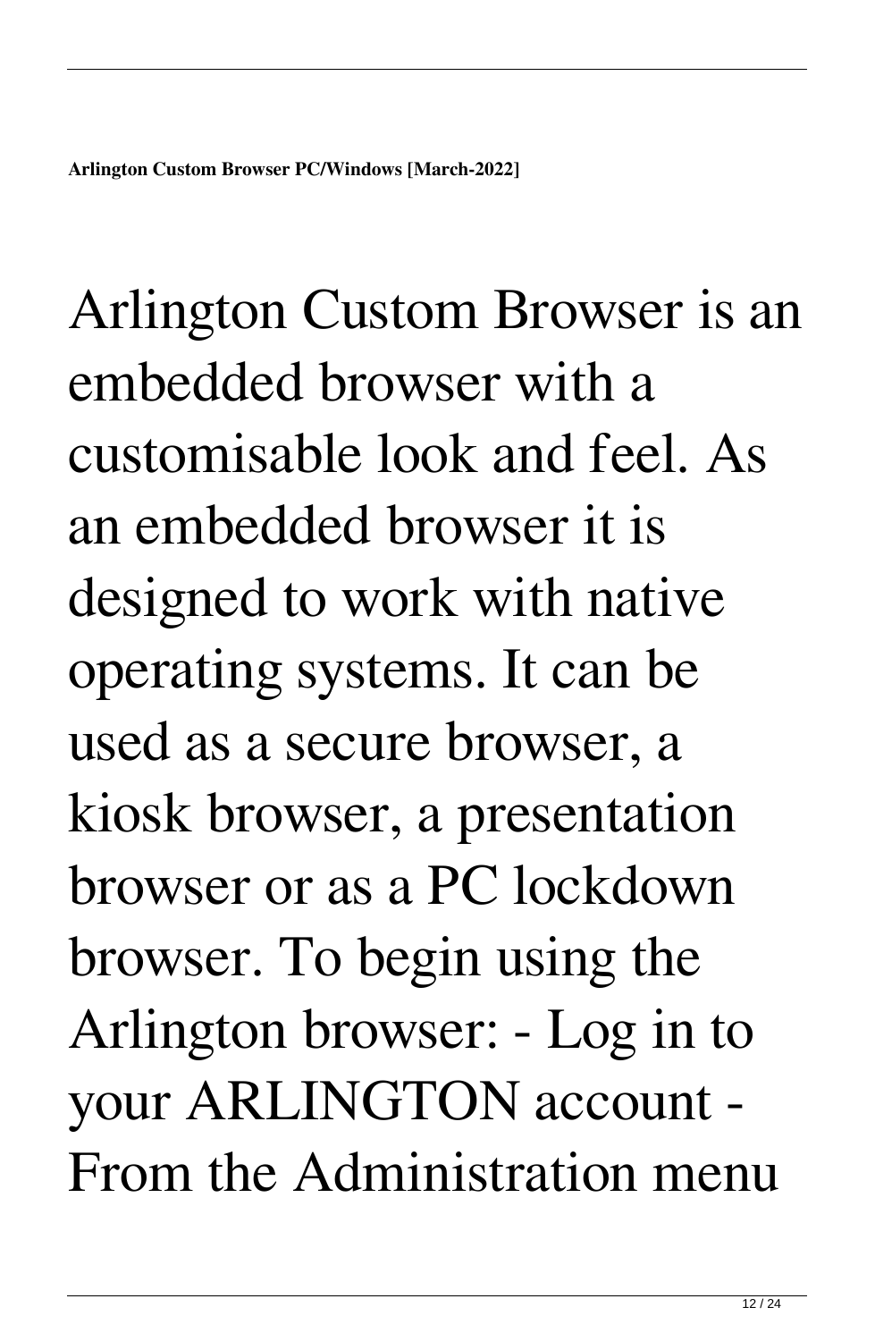**Arlington Custom Browser PC/Windows [March-2022]**

Arlington Custom Browser is an embedded browser with a customisable look and feel. As an embedded browser it is designed to work with native operating systems. It can be used as a secure browser, a kiosk browser, a presentation browser or as a PC lockdown browser. To begin using the Arlington browser: - Log in to your ARLINGTON account - From the Administration menu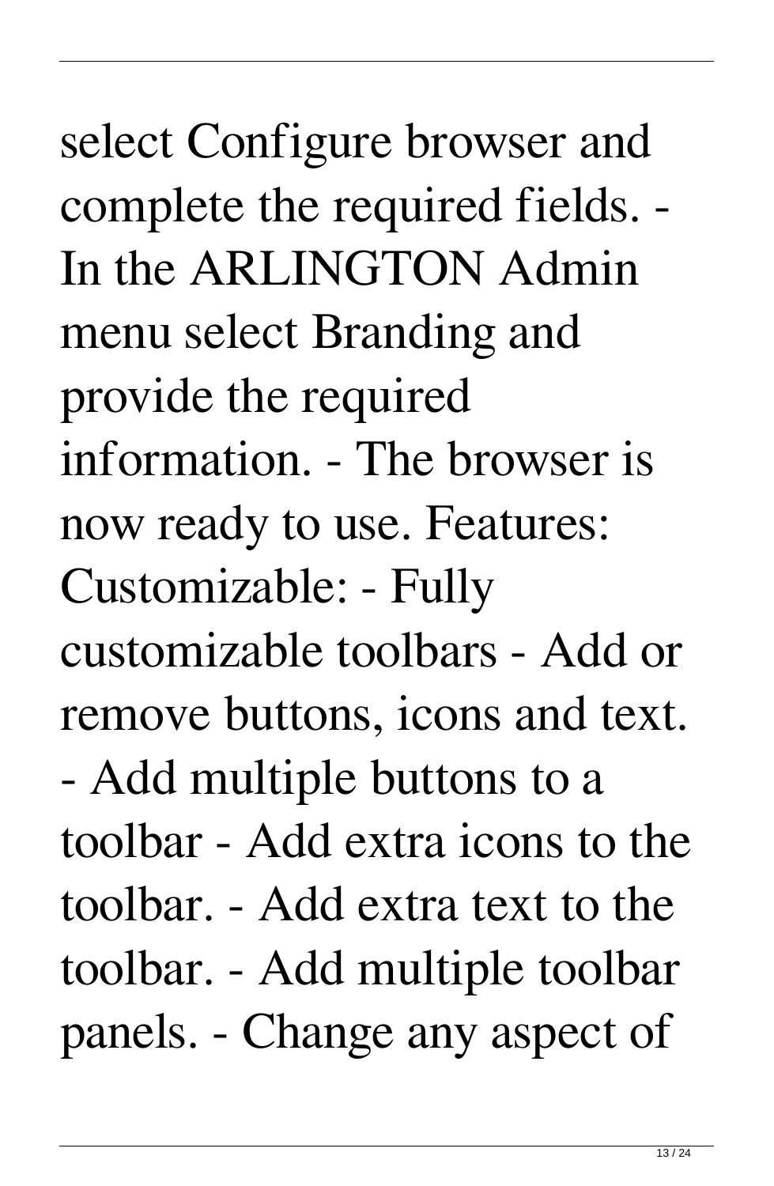select Configure browser and complete the required fields. - In the ARLINGTON Admin menu select Branding and provide the required information. - The browser is now ready to use. Features: Customizable: - Fully customizable toolbars - Add or remove buttons, icons and text. - Add multiple buttons to a toolbar - Add extra icons to the toolbar. - Add extra text to the toolbar. - Add multiple toolbar panels. - Change any aspect of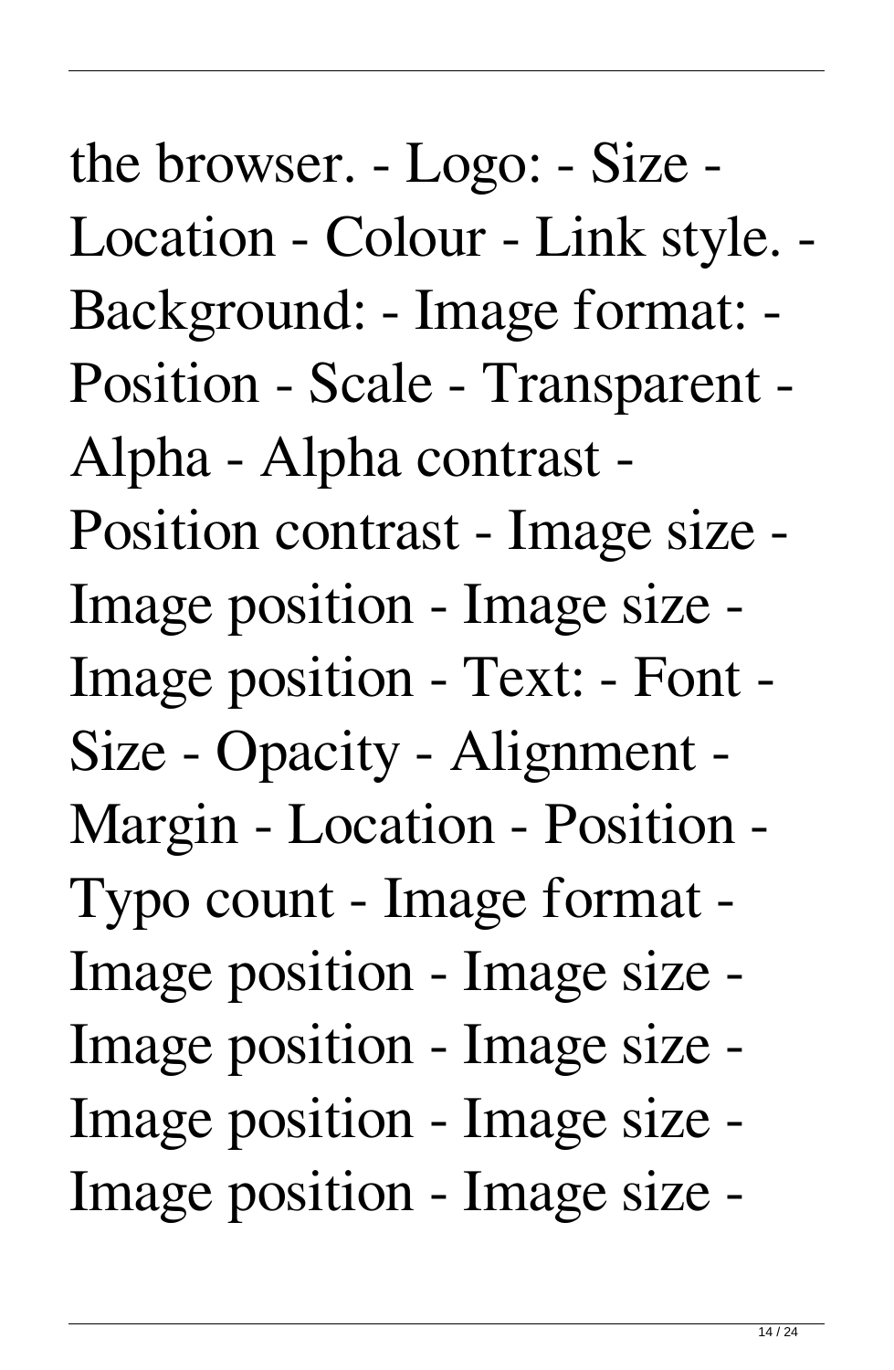the browser. - Logo: - Size - Location - Colour - Link style. - Background: - Image format: - Position - Scale - Transparent - Alpha - Alpha contrast - Position contrast - Image size - Image position - Image size - Image position - Text: - Font - Size - Opacity - Alignment - Margin - Location - Position - Typo count - Image format - Image position - Image size - Image position - Image size - Image position - Image size - Image position - Image size -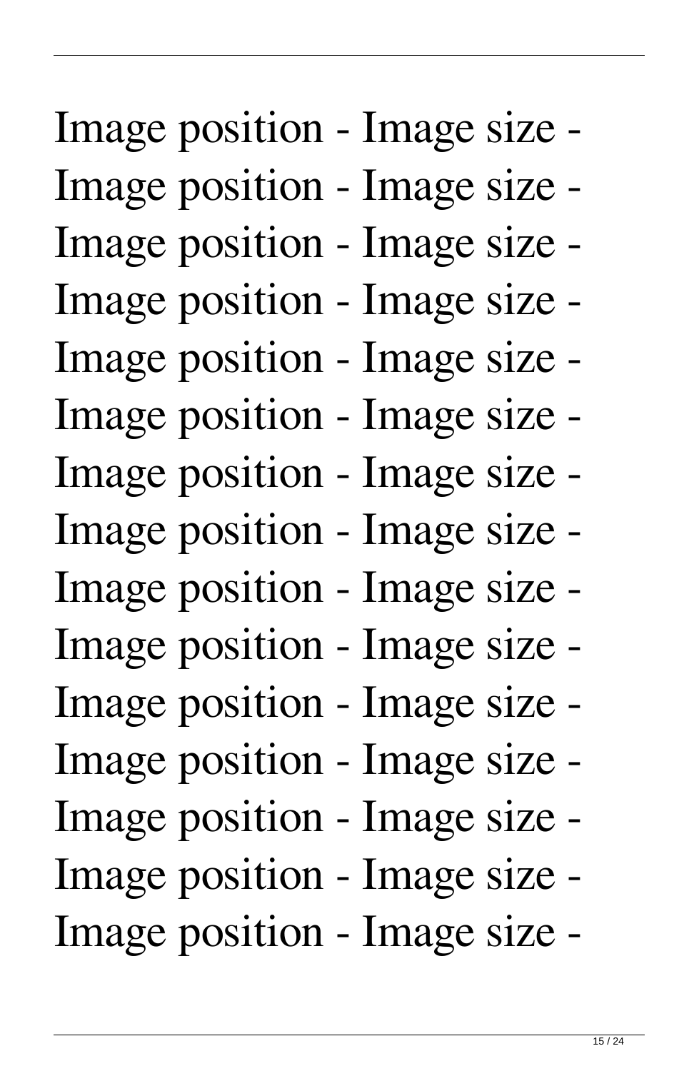Image position - Image size -
Image position - Image size -
Image position - Image size -
Image position - Image size -
Image position - Image size -
Image position - Image size -
Image position - Image size -
Image position - Image size -
Image position - Image size -
Image position - Image size -
Image position - Image size -
Image position - Image size -
Image position - Image size -
Image position - Image size -
Image position - Image size -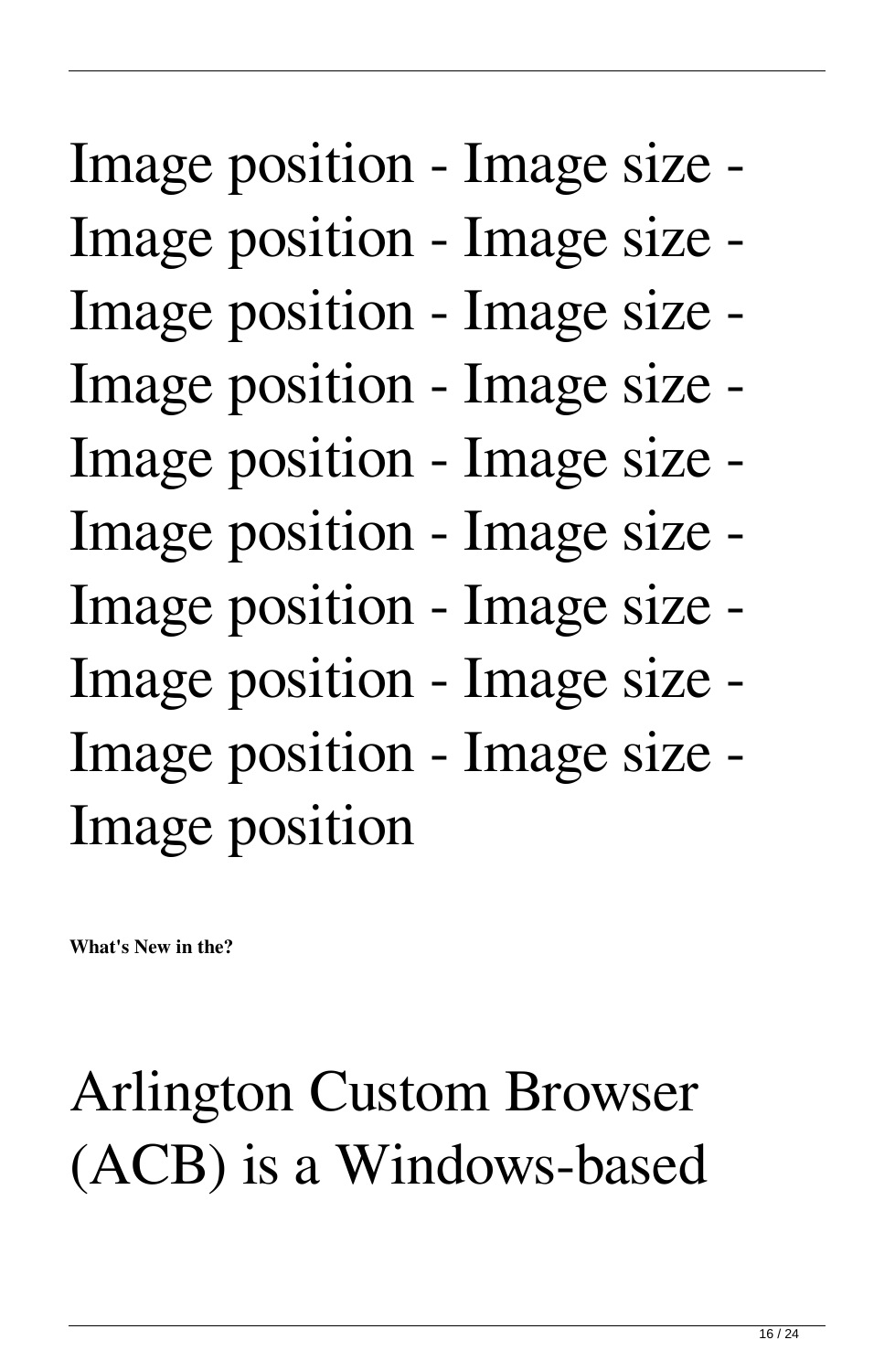Image position - Image size - Image position - Image size - Image position - Image size - Image position - Image size - Image position - Image size - Image position - Image size - Image position - Image size - Image position - Image size - Image position - Image size - Image position

**What's New in the?**

Arlington Custom Browser (ACB) is a Windows-based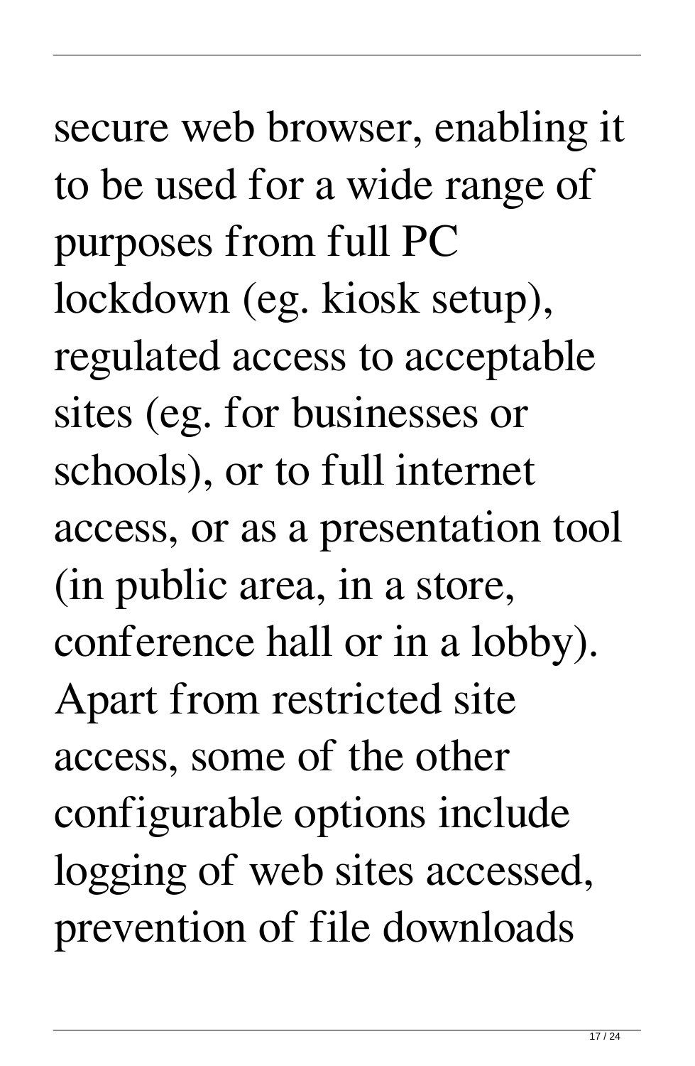secure web browser, enabling it to be used for a wide range of purposes from full PC lockdown (eg. kiosk setup), regulated access to acceptable sites (eg. for businesses or schools), or to full internet access, or as a presentation tool (in public area, in a store, conference hall or in a lobby). Apart from restricted site access, some of the other configurable options include logging of web sites accessed, prevention of file downloads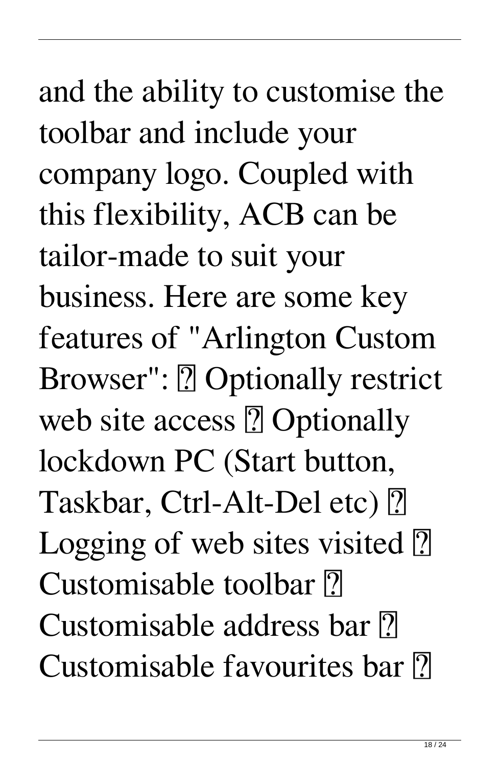and the ability to customise the toolbar and include your company logo. Coupled with this flexibility, ACB can be tailor-made to suit your business. Here are some key features of "Arlington Custom Browser": ▸ Optionally restrict web site access ▸ Optionally lockdown PC (Start button, Taskbar, Ctrl-Alt-Del etc) ▸ Logging of web sites visited ▸ Customisable toolbar ▸ Customisable address bar ▸ Customisable favourites bar ▸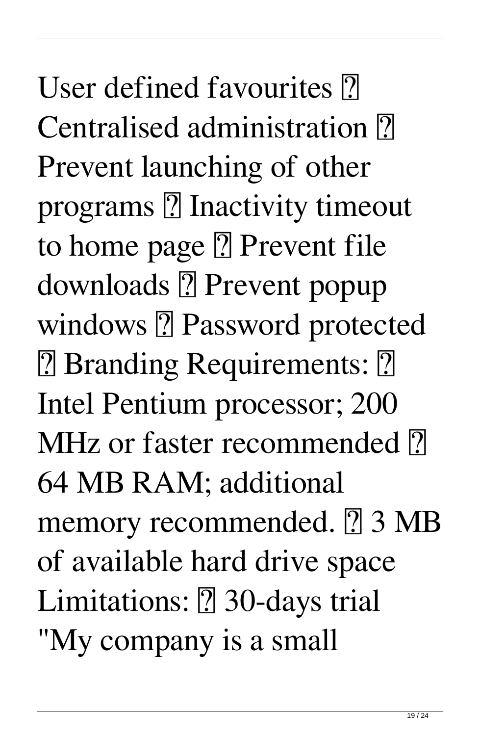User defined favourites � Centralised administration � Prevent launching of other programs � Inactivity timeout to home page � Prevent file downloads � Prevent popup windows � Password protected � Branding Requirements: � Intel Pentium processor; 200 MHz or faster recommended � 64 MB RAM; additional memory recommended. � 3 MB of available hard drive space Limitations: � 30-days trial "My company is a small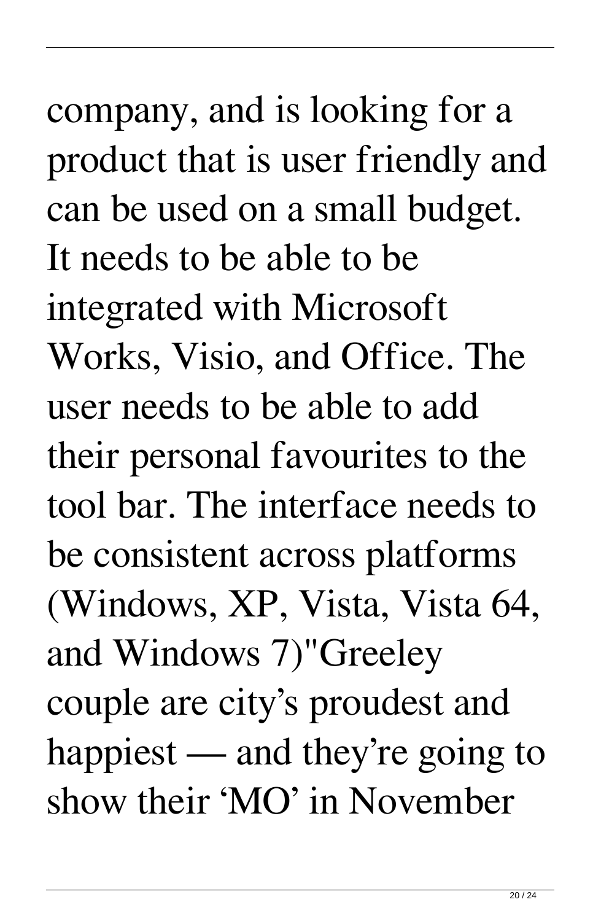company, and is looking for a product that is user friendly and can be used on a small budget. It needs to be able to be integrated with Microsoft Works, Visio, and Office. The user needs to be able to add their personal favourites to the tool bar. The interface needs to be consistent across platforms (Windows, XP, Vista, Vista 64, and Windows 7)"Greeley couple are city's proudest and happiest — and they're going to show their 'MO' in November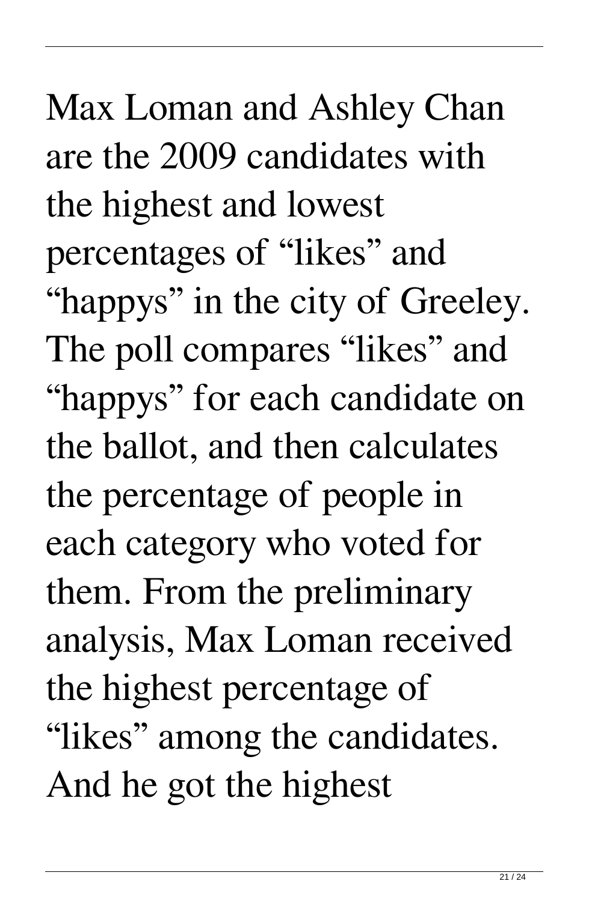Max Loman and Ashley Chan are the 2009 candidates with the highest and lowest percentages of "likes" and "happys" in the city of Greeley. The poll compares "likes" and "happys" for each candidate on the ballot, and then calculates the percentage of people in each category who voted for them. From the preliminary analysis, Max Loman received the highest percentage of "likes" among the candidates. And he got the highest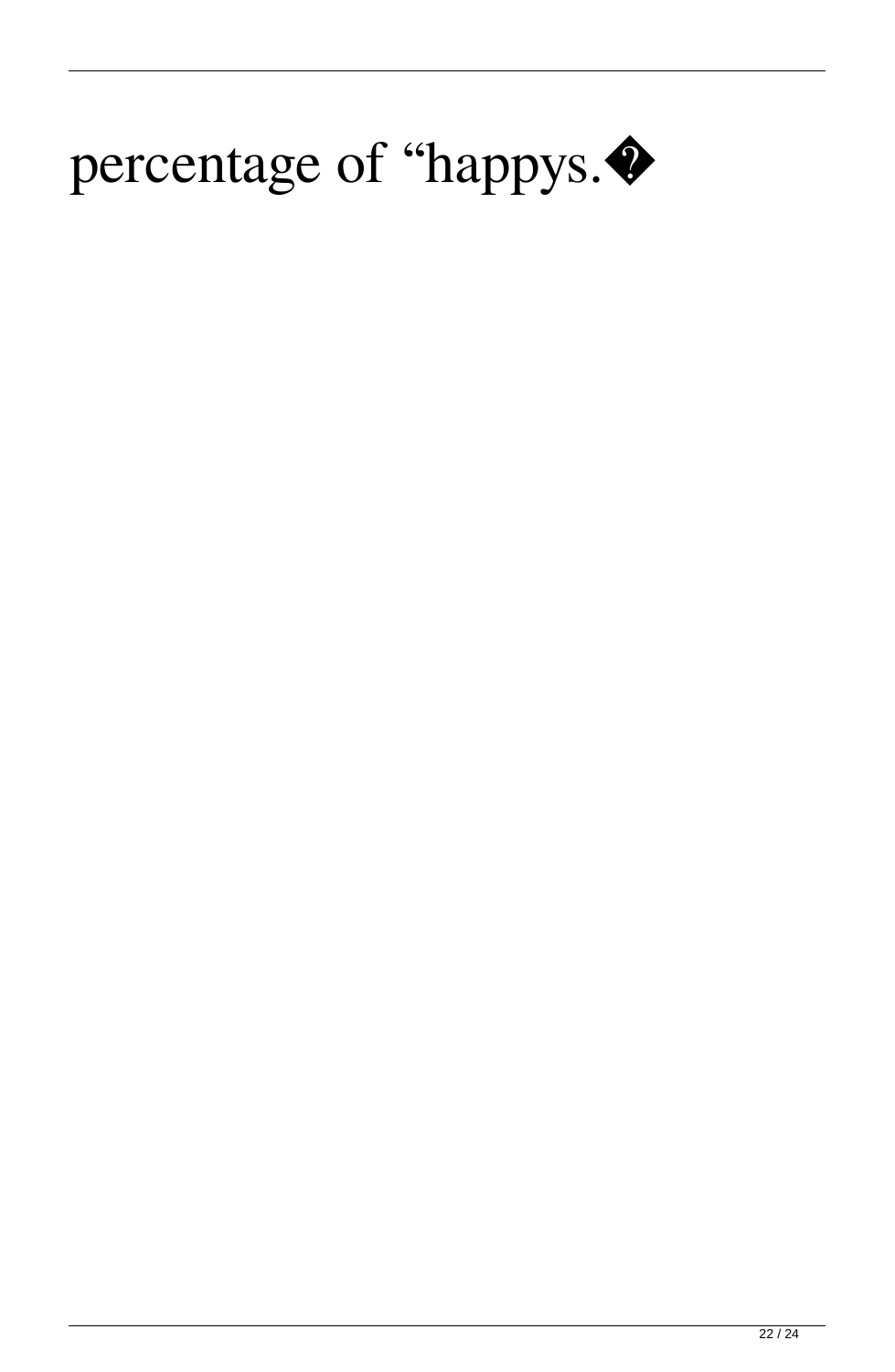percentage of “happys.�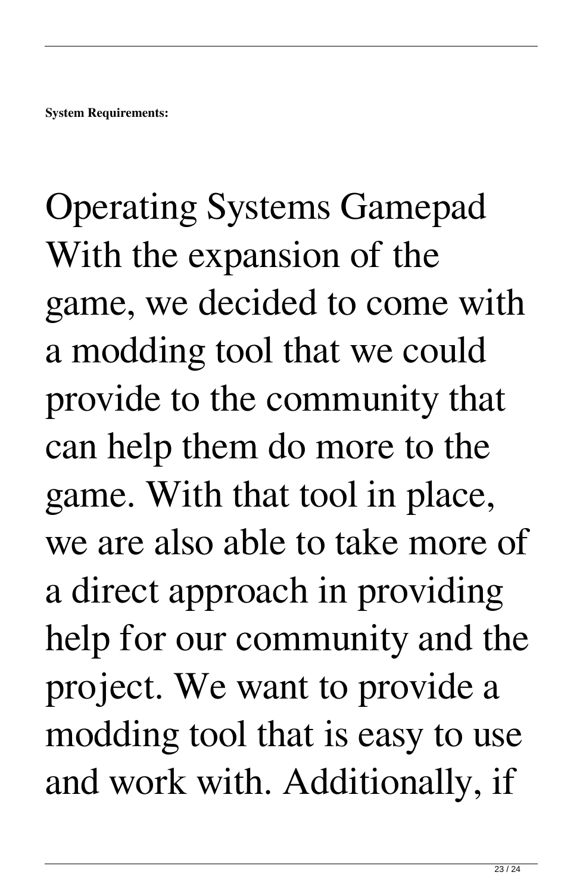**System Requirements:**

Operating Systems Gamepad With the expansion of the game, we decided to come with a modding tool that we could provide to the community that can help them do more to the game. With that tool in place, we are also able to take more of a direct approach in providing help for our community and the project. We want to provide a modding tool that is easy to use and work with. Additionally, if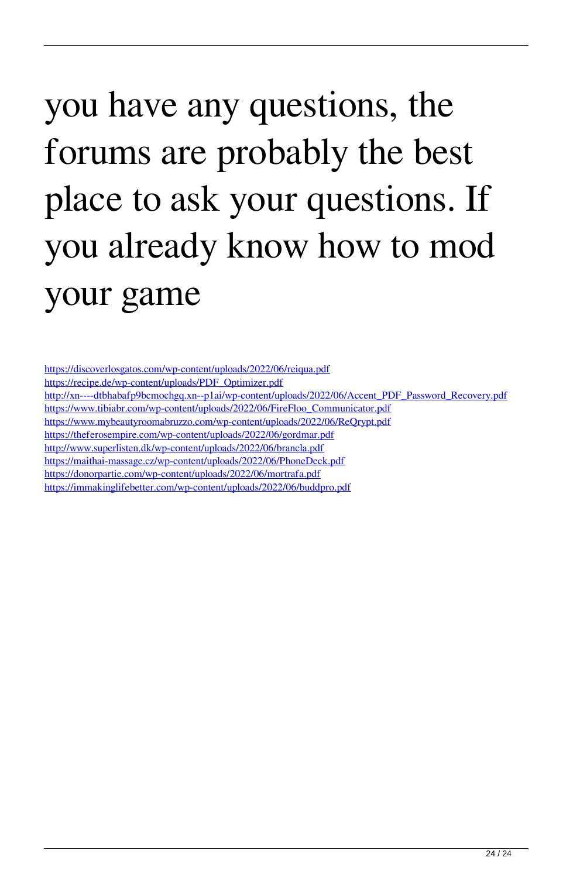you have any questions, the forums are probably the best place to ask your questions. If you already know how to mod your game

https://discoverlosgatos.com/wp-content/uploads/2022/06/reiqua.pdf
https://recipe.de/wp-content/uploads/PDF_Optimizer.pdf
http://xn----dtbhabafp9bcmochgq.xn--p1ai/wp-content/uploads/2022/06/Accent_PDF_Password_Recovery.pdf
https://www.tibiabr.com/wp-content/uploads/2022/06/FireFloo_Communicator.pdf
https://www.mybeautyroomabruzzo.com/wp-content/uploads/2022/06/ReQrypt.pdf
https://theferosempire.com/wp-content/uploads/2022/06/gordmar.pdf
http://www.superlisten.dk/wp-content/uploads/2022/06/brancla.pdf
https://maithai-massage.cz/wp-content/uploads/2022/06/PhoneDeck.pdf
https://donorpartie.com/wp-content/uploads/2022/06/mortrafa.pdf
https://immakinglifebetter.com/wp-content/uploads/2022/06/buddpro.pdf